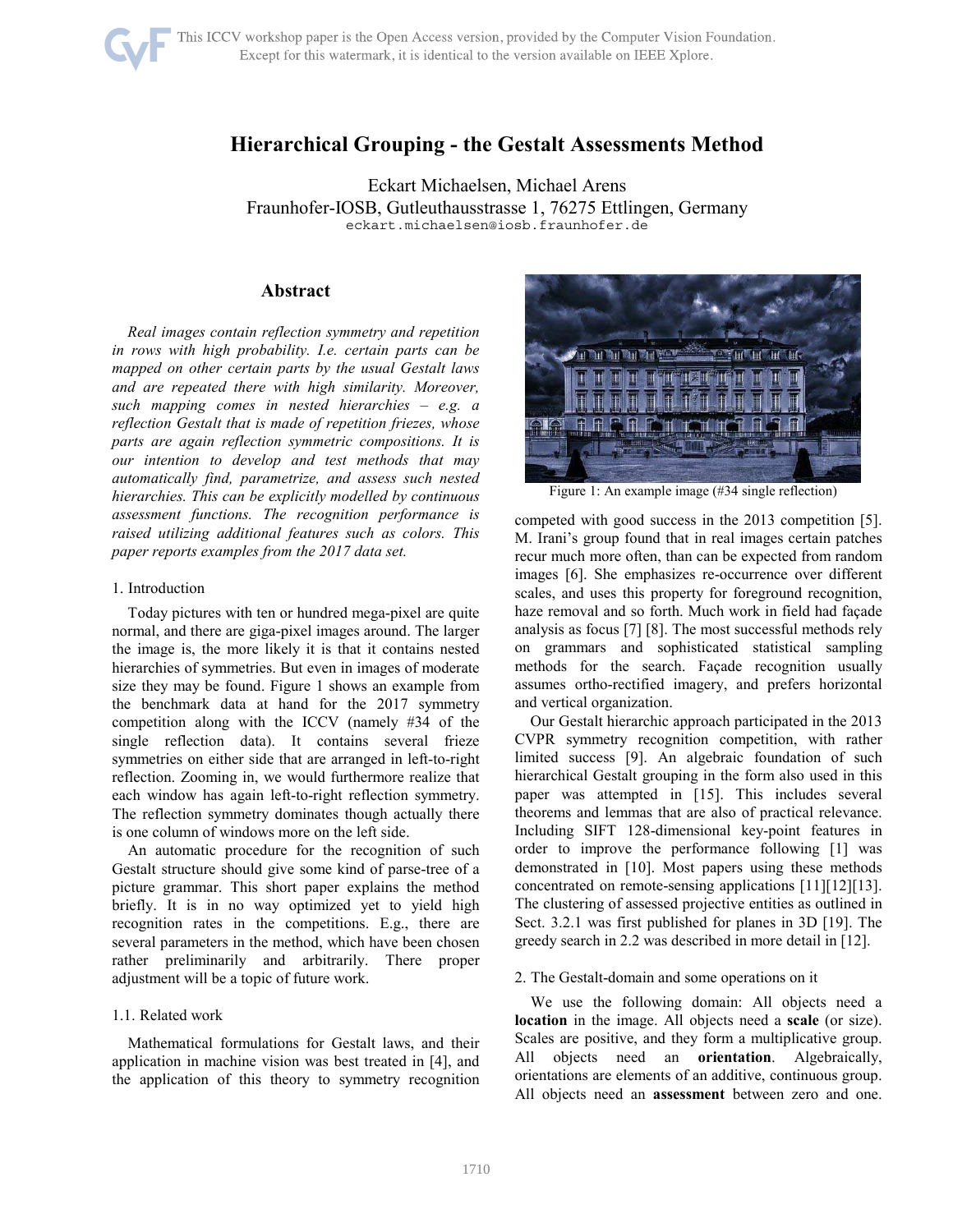# Hierarchical Grouping - the Gestalt Assessments Method

Eckart Michaelsen, Michael Arens
Fraunhofer-IOSB, Gutleuthausstrasse 1, 76275 Ettlingen, Germany
eckart.michaelsen@iosb.fraunhofer.de

## Abstract

*Real images contain reflection symmetry and repetition in rows with high probability. I.e. certain parts can be mapped on other certain parts by the usual Gestalt laws and are repeated there with high similarity. Moreover, such mapping comes in nested hierarchies – e.g. a reflection Gestalt that is made of repetition friezes, whose parts are again reflection symmetric compositions. It is our intention to develop and test methods that may automatically find, parametrize, and assess such nested hierarchies. This can be explicitly modelled by continuous assessment functions. The recognition performance is raised utilizing additional features such as colors. This paper reports examples from the 2017 data set.*

Figure 1: An example image (#34 single reflection)

## 1. Introduction

Today pictures with ten or hundred mega-pixel are quite normal, and there are giga-pixel images around. The larger the image is, the more likely it is that it contains nested hierarchies of symmetries. But even in images of moderate size they may be found. Figure 1 shows an example from the benchmark data at hand for the 2017 symmetry competition along with the ICCV (namely #34 of the single reflection data). It contains several frieze symmetries on either side that are arranged in left-to-right reflection. Zooming in, we would furthermore realize that each window has again left-to-right reflection symmetry. The reflection symmetry dominates though actually there is one column of windows more on the left side.

An automatic procedure for the recognition of such Gestalt structure should give some kind of parse-tree of a picture grammar. This short paper explains the method briefly. It is in no way optimized yet to yield high recognition rates in the competitions. E.g., there are several parameters in the method, which have been chosen rather preliminarily and arbitrarily. There proper adjustment will be a topic of future work.

### 1.1. Related work

Mathematical formulations for Gestalt laws, and their application in machine vision was best treated in [4], and the application of this theory to symmetry recognition competed with good success in the 2013 competition [5]. M. Irani's group found that in real images certain patches recur much more often, than can be expected from random images [6]. She emphasizes re-occurrence over different scales, and uses this property for foreground recognition, haze removal and so forth. Much work in field had façade analysis as focus [7] [8]. The most successful methods rely on grammars and sophisticated statistical sampling methods for the search. Façade recognition usually assumes ortho-rectified imagery, and prefers horizontal and vertical organization.

Our Gestalt hierarchic approach participated in the 2013 CVPR symmetry recognition competition, with rather limited success [9]. An algebraic foundation of such hierarchical Gestalt grouping in the form also used in this paper was attempted in [15]. This includes several theorems and lemmas that are also of practical relevance. Including SIFT 128-dimensional key-point features in order to improve the performance following [1] was demonstrated in [10]. Most papers using these methods concentrated on remote-sensing applications [11][12][13]. The clustering of assessed projective entities as outlined in Sect. 3.2.1 was first published for planes in 3D [19]. The greedy search in 2.2 was described in more detail in [12].

## 2. The Gestalt-domain and some operations on it

We use the following domain: All objects need a **location** in the image. All objects need a **scale** (or size). Scales are positive, and they form a multiplicative group. All objects need an **orientation**. Algebraically, orientations are elements of an additive, continuous group. All objects need an **assessment** between zero and one.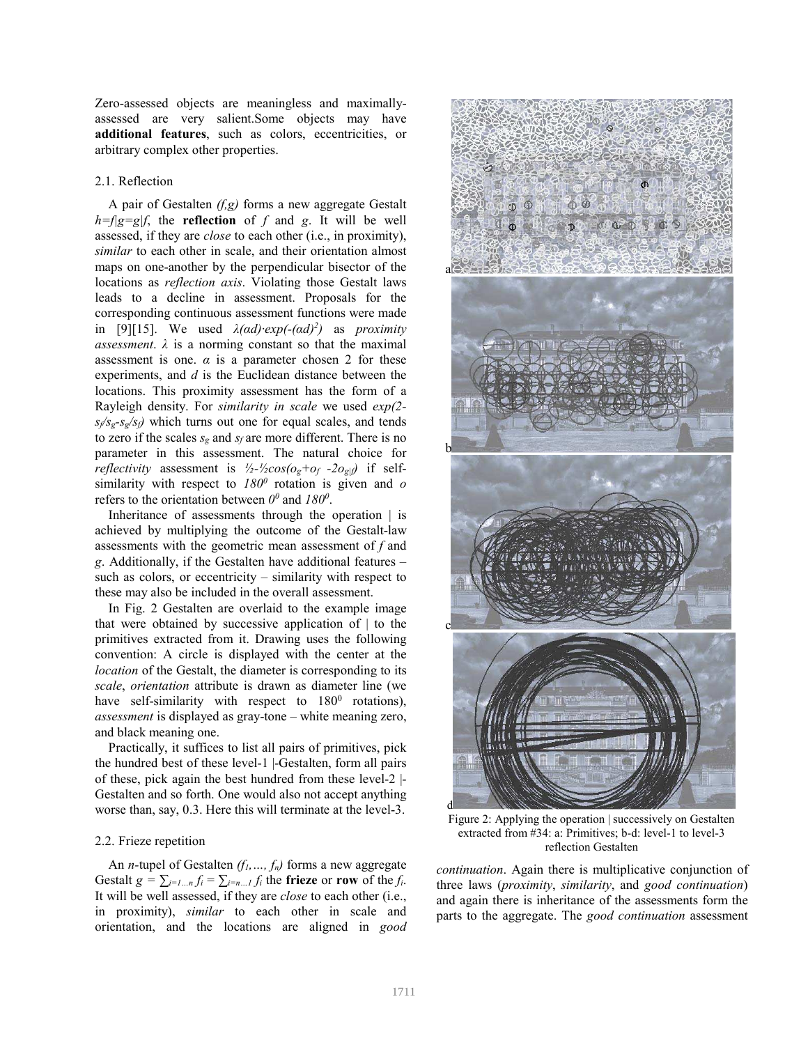Zero-assessed objects are meaningless and maximally-assessed are very salient.Some objects may have **additional features**, such as colors, eccentricities, or arbitrary complex other properties.

### 2.1. Reflection

A pair of Gestalten $(f,g)$ forms a new aggregate Gestalt $h=f|g=g|f$, the **reflection** of $f$ and $g$. It will be well assessed, if they are *close* to each other (i.e., in proximity), *similar* to each other in scale, and their orientation almost maps on one-another by the perpendicular bisector of the locations as *reflection axis*. Violating those Gestalt laws leads to a decline in assessment. Proposals for the corresponding continuous assessment functions were made in [9][15]. We used $\lambda(\alpha d)\cdot exp(-(\alpha d)^2)$ as *proximity assessment*. $\lambda$ is a norming constant so that the maximal assessment is one. $\alpha$ is a parameter chosen 2 for these experiments, and $d$ is the Euclidean distance between the locations. This proximity assessment has the form of a Rayleigh density. For *similarity in scale* we used $exp(2-s_f/s_g-s_g/s_f)$ which turns out one for equal scales, and tends to zero if the scales $s_g$ and $s_f$ are more different. There is no parameter in this assessment. The natural choice for *reflectivity* assessment is $½-½cos(o_g+o_f -2o_{g|f})$ if self-similarity with respect to $180^0$ rotation is given and $o$ refers to the orientation between $0^0$ and $180^0$.

Inheritance of assessments through the operation | is achieved by multiplying the outcome of the Gestalt-law assessments with the geometric mean assessment of $f$ and $g$. Additionally, if the Gestalten have additional features – such as colors, or eccentricity – similarity with respect to these may also be included in the overall assessment.

In Fig. 2 Gestalten are overlaid to the example image that were obtained by successive application of | to the primitives extracted from it. Drawing uses the following convention: A circle is displayed with the center at the *location* of the Gestalt, the diameter is corresponding to its *scale*, *orientation* attribute is drawn as diameter line (we have self-similarity with respect to $180^0$ rotations), *assessment* is displayed as gray-tone – white meaning zero, and black meaning one.

Practically, it suffices to list all pairs of primitives, pick the hundred best of these level-1 |-Gestalten, form all pairs of these, pick again the best hundred from these level-2 |-Gestalten and so forth. One would also not accept anything worse than, say, 0.3. Here this will terminate at the level-3.

Figure 2: Applying the operation | successively on Gestalten extracted from #34: a: Primitives; b-d: level-1 to level-3 reflection Gestalten

### 2.2. Frieze repetition

An $n$-tupel of Gestalten $(f_1,\ldots, f_n)$ forms a new aggregate Gestalt $g = \sum_{i=1\ldots n} f_i = \sum_{i=n\ldots 1} f_i$ the **frieze** or **row** of the $f_i$. It will be well assessed, if they are *close* to each other (i.e., in proximity), *similar* to each other in scale and orientation, and the locations are aligned in *good continuation*. Again there is multiplicative conjunction of three laws (*proximity*, *similarity*, and *good continuation*) and again there is inheritance of the assessments form the parts to the aggregate. The *good continuation* assessment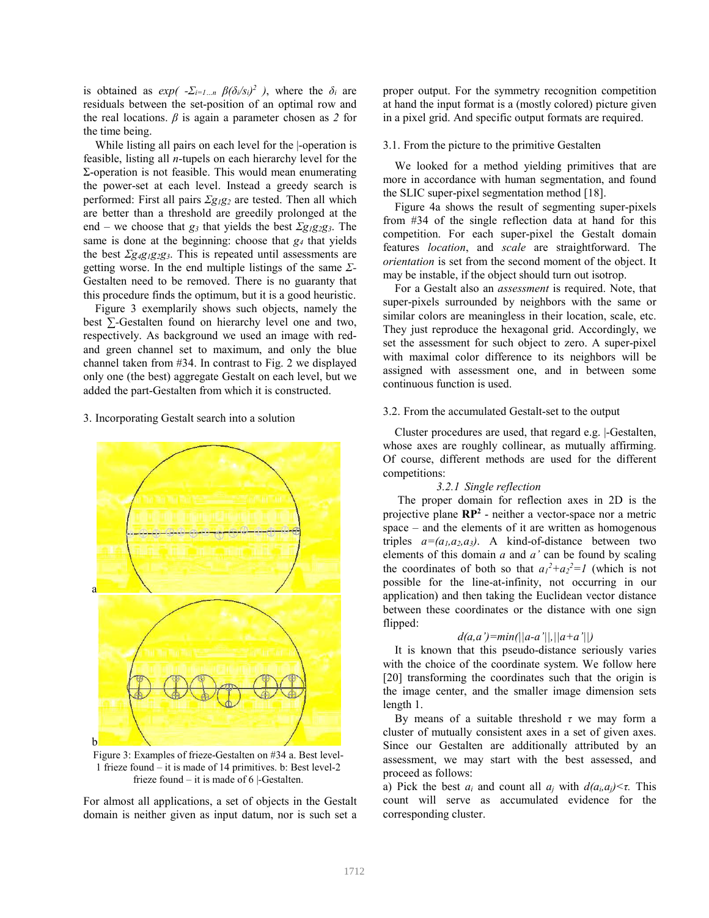is obtained as $exp( -\Sigma_{i=1...n}\ \beta(\delta_i/s_i)^2\ )$, where the $\delta_i$ are residuals between the set-position of an optimal row and the real locations. $\beta$ is again a parameter chosen as $2$ for the time being.

While listing all pairs on each level for the |-operation is feasible, listing all $n$-tupels on each hierarchy level for the Σ-operation is not feasible. This would mean enumerating the power-set at each level. Instead a greedy search is performed: First all pairs $\Sigma g_1 g_2$ are tested. Then all which are better than a threshold are greedily prolonged at the end – we choose that $g_3$ that yields the best $\Sigma g_1 g_2 g_3$. The same is done at the beginning: choose that $g_4$ that yields the best $\Sigma g_4 g_1 g_2 g_3$. This is repeated until assessments are getting worse. In the end multiple listings of the same Σ-Gestalten need to be removed. There is no guaranty that this procedure finds the optimum, but it is a good heuristic.

Figure 3 exemplarily shows such objects, namely the best ∑-Gestalten found on hierarchy level one and two, respectively. As background we used an image with red- and green channel set to maximum, and only the blue channel taken from #34. In contrast to Fig. 2 we displayed only one (the best) aggregate Gestalt on each level, but we added the part-Gestalten from which it is constructed.

## 3. Incorporating Gestalt search into a solution

Figure 3: Examples of frieze-Gestalten on #34 a. Best level-1 frieze found – it is made of 14 primitives. b: Best level-2 frieze found – it is made of 6 |-Gestalten.

For almost all applications, a set of objects in the Gestalt domain is neither given as input datum, nor is such set a proper output. For the symmetry recognition competition at hand the input format is a (mostly colored) picture given in a pixel grid. And specific output formats are required.

### 3.1. From the picture to the primitive Gestalten

We looked for a method yielding primitives that are more in accordance with human segmentation, and found the SLIC super-pixel segmentation method [18].

Figure 4a shows the result of segmenting super-pixels from #34 of the single reflection data at hand for this competition. For each super-pixel the Gestalt domain features *location*, and *scale* are straightforward. The *orientation* is set from the second moment of the object. It may be instable, if the object should turn out isotrop.

For a Gestalt also an *assessment* is required. Note, that super-pixels surrounded by neighbors with the same or similar colors are meaningless in their location, scale, etc. They just reproduce the hexagonal grid. Accordingly, we set the assessment for such object to zero. A super-pixel with maximal color difference to its neighbors will be assigned with assessment one, and in between some continuous function is used.

### 3.2. From the accumulated Gestalt-set to the output

Cluster procedures are used, that regard e.g. |-Gestalten, whose axes are roughly collinear, as mutually affirming. Of course, different methods are used for the different competitions:

#### *3.2.1 Single reflection*

The proper domain for reflection axes in 2D is the projective plane $\mathbf{RP^2}$ - neither a vector-space nor a metric space – and the elements of it are written as homogenous triples $a=(a_1,a_2,a_3)$. A kind-of-distance between two elements of this domain $a$ and $a'$ can be found by scaling the coordinates of both so that $a_1^2+a_2^2=1$ (which is not possible for the line-at-infinity, not occurring in our application) and then taking the Euclidean vector distance between these coordinates or the distance with one sign flipped:

$$d(a,a')=min(||a-a'||,||a+a'||)$$

It is known that this pseudo-distance seriously varies with the choice of the coordinate system. We follow here [20] transforming the coordinates such that the origin is the image center, and the smaller image dimension sets length 1.

By means of a suitable threshold $\tau$ we may form a cluster of mutually consistent axes in a set of given axes. Since our Gestalten are additionally attributed by an assessment, we may start with the best assessed, and proceed as follows:

a) Pick the best $a_i$ and count all $a_j$ with $d(a_i,a_j)<\tau$. This count will serve as accumulated evidence for the corresponding cluster.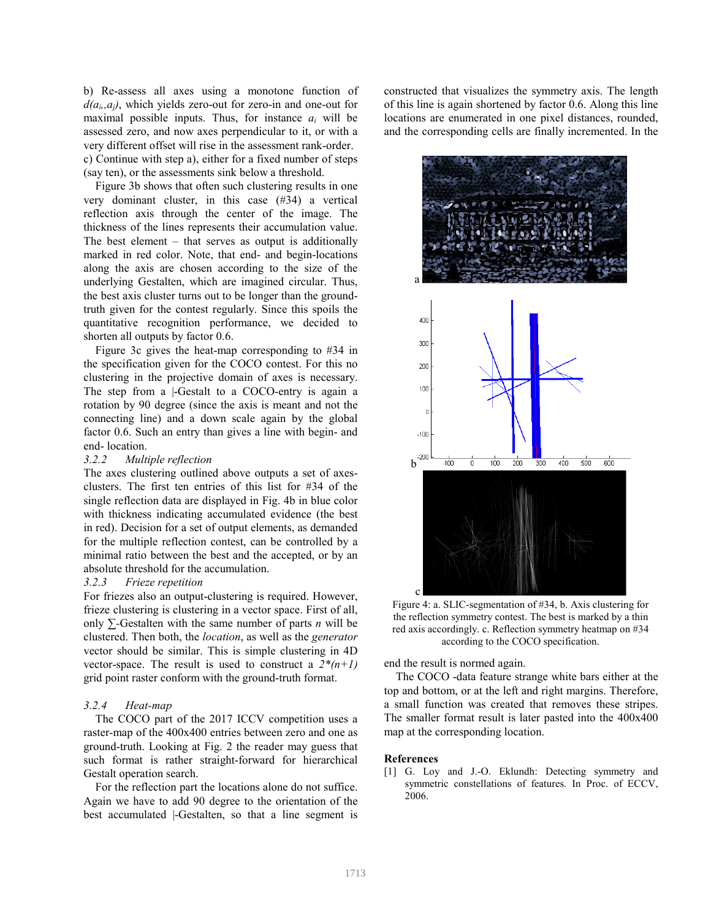b) Re-assess all axes using a monotone function of $d(a_i, a_j)$, which yields zero-out for zero-in and one-out for maximal possible inputs. Thus, for instance $a_i$ will be assessed zero, and now axes perpendicular to it, or with a very different offset will rise in the assessment rank-order.

c) Continue with step a), either for a fixed number of steps (say ten), or the assessments sink below a threshold.

Figure 3b shows that often such clustering results in one very dominant cluster, in this case (#34) a vertical reflection axis through the center of the image. The thickness of the lines represents their accumulation value. The best element – that serves as output is additionally marked in red color. Note, that end- and begin-locations along the axis are chosen according to the size of the underlying Gestalten, which are imagined circular. Thus, the best axis cluster turns out to be longer than the ground-truth given for the contest regularly. Since this spoils the quantitative recognition performance, we decided to shorten all outputs by factor 0.6.

Figure 3c gives the heat-map corresponding to #34 in the specification given for the COCO contest. For this no clustering in the projective domain of axes is necessary. The step from a |-Gestalt to a COCO-entry is again a rotation by 90 degree (since the axis is meant and not the connecting line) and a down scale again by the global factor 0.6. Such an entry than gives a line with begin- and end- location.

### 3.2.2 Multiple reflection

The axes clustering outlined above outputs a set of axes-clusters. The first ten entries of this list for #34 of the single reflection data are displayed in Fig. 4b in blue color with thickness indicating accumulated evidence (the best in red). Decision for a set of output elements, as demanded for the multiple reflection contest, can be controlled by a minimal ratio between the best and the accepted, or by an absolute threshold for the accumulation.

### 3.2.3 Frieze repetition

For friezes also an output-clustering is required. However, frieze clustering is clustering in a vector space. First of all, only ∑-Gestalten with the same number of parts $n$ will be clustered. Then both, the *location*, as well as the *generator* vector should be similar. This is simple clustering in 4D vector-space. The result is used to construct a $2*(n+1)$ grid point raster conform with the ground-truth format.

### 3.2.4 Heat-map

The COCO part of the 2017 ICCV competition uses a raster-map of the 400x400 entries between zero and one as ground-truth. Looking at Fig. 2 the reader may guess that such format is rather straight-forward for hierarchical Gestalt operation search.

For the reflection part the locations alone do not suffice. Again we have to add 90 degree to the orientation of the best accumulated |-Gestalten, so that a line segment is constructed that visualizes the symmetry axis. The length of this line is again shortened by factor 0.6. Along this line locations are enumerated in one pixel distances, rounded, and the corresponding cells are finally incremented. In the end the result is normed again.

Figure 4: a. SLIC-segmentation of #34, b. Axis clustering for the reflection symmetry contest. The best is marked by a thin red axis accordingly. c. Reflection symmetry heatmap on #34 according to the COCO specification.

The COCO -data feature strange white bars either at the top and bottom, or at the left and right margins. Therefore, a small function was created that removes these stripes. The smaller format result is later pasted into the 400x400 map at the corresponding location.

## References

[1] G. Loy and J.-O. Eklundh: Detecting symmetry and symmetric constellations of features. In Proc. of ECCV, 2006.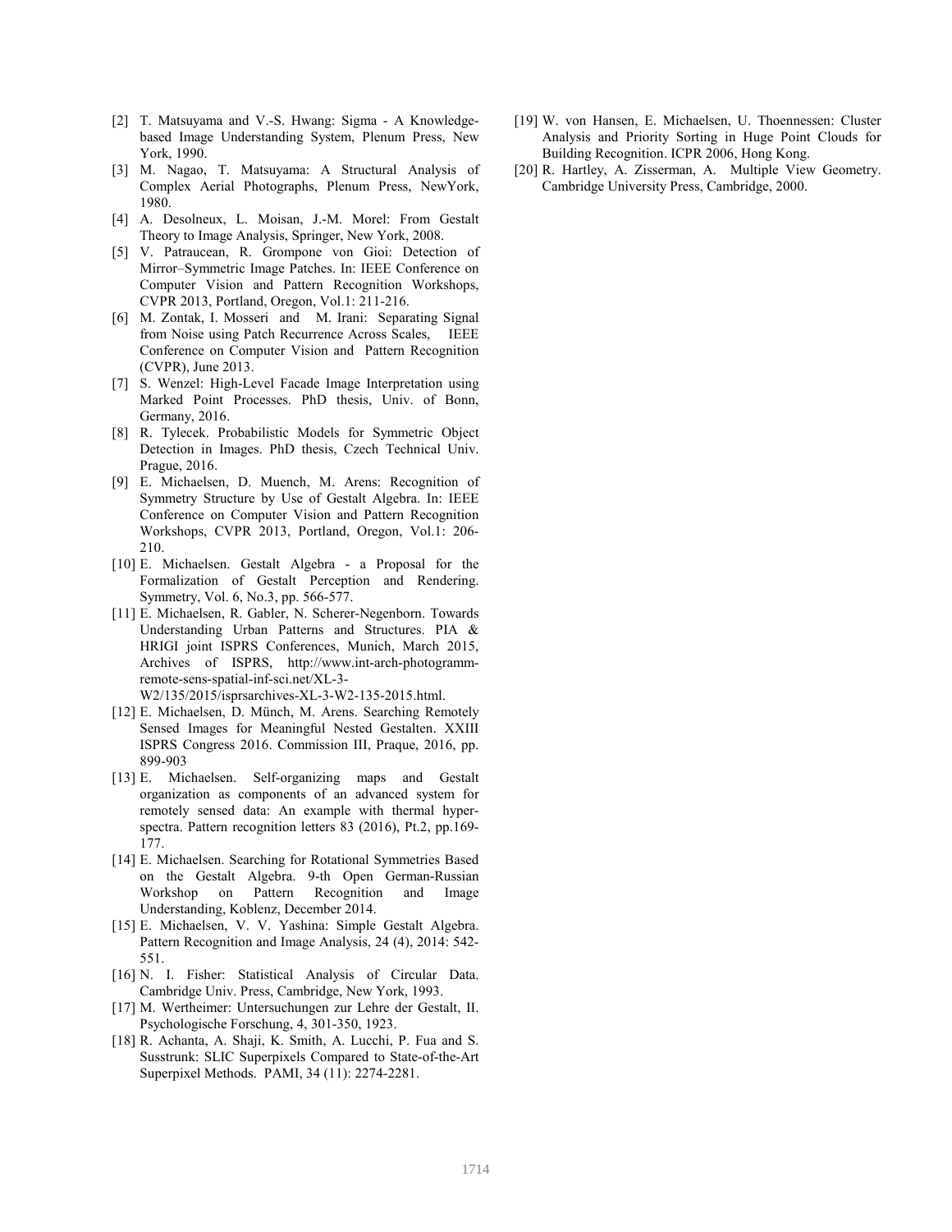[2] T. Matsuyama and V.-S. Hwang: Sigma - A Knowledge-based Image Understanding System, Plenum Press, New York, 1990.

[3] M. Nagao, T. Matsuyama: A Structural Analysis of Complex Aerial Photographs, Plenum Press, NewYork, 1980.

[4] A. Desolneux, L. Moisan, J.-M. Morel: From Gestalt Theory to Image Analysis, Springer, New York, 2008.

[5] V. Patraucean, R. Grompone von Gioi: Detection of Mirror–Symmetric Image Patches. In: IEEE Conference on Computer Vision and Pattern Recognition Workshops, CVPR 2013, Portland, Oregon, Vol.1: 211-216.

[6] M. Zontak, I. Mosseri and M. Irani: Separating Signal from Noise using Patch Recurrence Across Scales, IEEE Conference on Computer Vision and Pattern Recognition (CVPR), June 2013.

[7] S. Wenzel: High-Level Facade Image Interpretation using Marked Point Processes. PhD thesis, Univ. of Bonn, Germany, 2016.

[8] R. Tylecek. Probabilistic Models for Symmetric Object Detection in Images. PhD thesis, Czech Technical Univ. Prague, 2016.

[9] E. Michaelsen, D. Muench, M. Arens: Recognition of Symmetry Structure by Use of Gestalt Algebra. In: IEEE Conference on Computer Vision and Pattern Recognition Workshops, CVPR 2013, Portland, Oregon, Vol.1: 206-210.

[10] E. Michaelsen. Gestalt Algebra - a Proposal for the Formalization of Gestalt Perception and Rendering. Symmetry, Vol. 6, No.3, pp. 566-577.

[11] E. Michaelsen, R. Gabler, N. Scherer-Negenborn. Towards Understanding Urban Patterns and Structures. PIA & HRIGI joint ISPRS Conferences, Munich, March 2015, Archives of ISPRS, http://www.int-arch-photogramm-remote-sens-spatial-inf-sci.net/XL-3-W2/135/2015/isprsarchives-XL-3-W2-135-2015.html.

[12] E. Michaelsen, D. Münch, M. Arens. Searching Remotely Sensed Images for Meaningful Nested Gestalten. XXIII ISPRS Congress 2016. Commission III, Praque, 2016, pp. 899-903

[13] E. Michaelsen. Self-organizing maps and Gestalt organization as components of an advanced system for remotely sensed data: An example with thermal hyper-spectra. Pattern recognition letters 83 (2016), Pt.2, pp.169-177.

[14] E. Michaelsen. Searching for Rotational Symmetries Based on the Gestalt Algebra. 9-th Open German-Russian Workshop on Pattern Recognition and Image Understanding, Koblenz, December 2014.

[15] E. Michaelsen, V. V. Yashina: Simple Gestalt Algebra. Pattern Recognition and Image Analysis, 24 (4), 2014: 542-551.

[16] N. I. Fisher: Statistical Analysis of Circular Data. Cambridge Univ. Press, Cambridge, New York, 1993.

[17] M. Wertheimer: Untersuchungen zur Lehre der Gestalt, II. Psychologische Forschung, 4, 301-350, 1923.

[18] R. Achanta, A. Shaji, K. Smith, A. Lucchi, P. Fua and S. Susstrunk: SLIC Superpixels Compared to State-of-the-Art Superpixel Methods. PAMI, 34 (11): 2274-2281.

[19] W. von Hansen, E. Michaelsen, U. Thoennessen: Cluster Analysis and Priority Sorting in Huge Point Clouds for Building Recognition. ICPR 2006, Hong Kong.

[20] R. Hartley, A. Zisserman, A. Multiple View Geometry. Cambridge University Press, Cambridge, 2000.